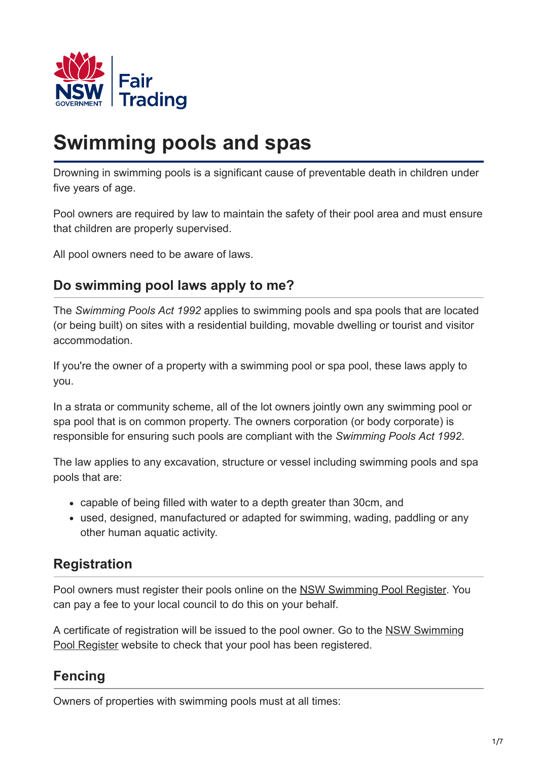NSW GOVERNMENT | Fair Trading

# Swimming pools and spas

Drowning in swimming pools is a significant cause of preventable death in children under five years of age.

Pool owners are required by law to maintain the safety of their pool area and must ensure that children are properly supervised.

All pool owners need to be aware of laws.

## Do swimming pool laws apply to me?

The *Swimming Pools Act 1992* applies to swimming pools and spa pools that are located (or being built) on sites with a residential building, movable dwelling or tourist and visitor accommodation.

If you're the owner of a property with a swimming pool or spa pool, these laws apply to you.

In a strata or community scheme, all of the lot owners jointly own any swimming pool or spa pool that is on common property. The owners corporation (or body corporate) is responsible for ensuring such pools are compliant with the *Swimming Pools Act 1992*.

The law applies to any excavation, structure or vessel including swimming pools and spa pools that are:

- capable of being filled with water to a depth greater than 30cm, and
- used, designed, manufactured or adapted for swimming, wading, paddling or any other human aquatic activity.

## Registration

Pool owners must register their pools online on the NSW Swimming Pool Register. You can pay a fee to your local council to do this on your behalf.

A certificate of registration will be issued to the pool owner. Go to the NSW Swimming Pool Register website to check that your pool has been registered.

## Fencing

Owners of properties with swimming pools must at all times: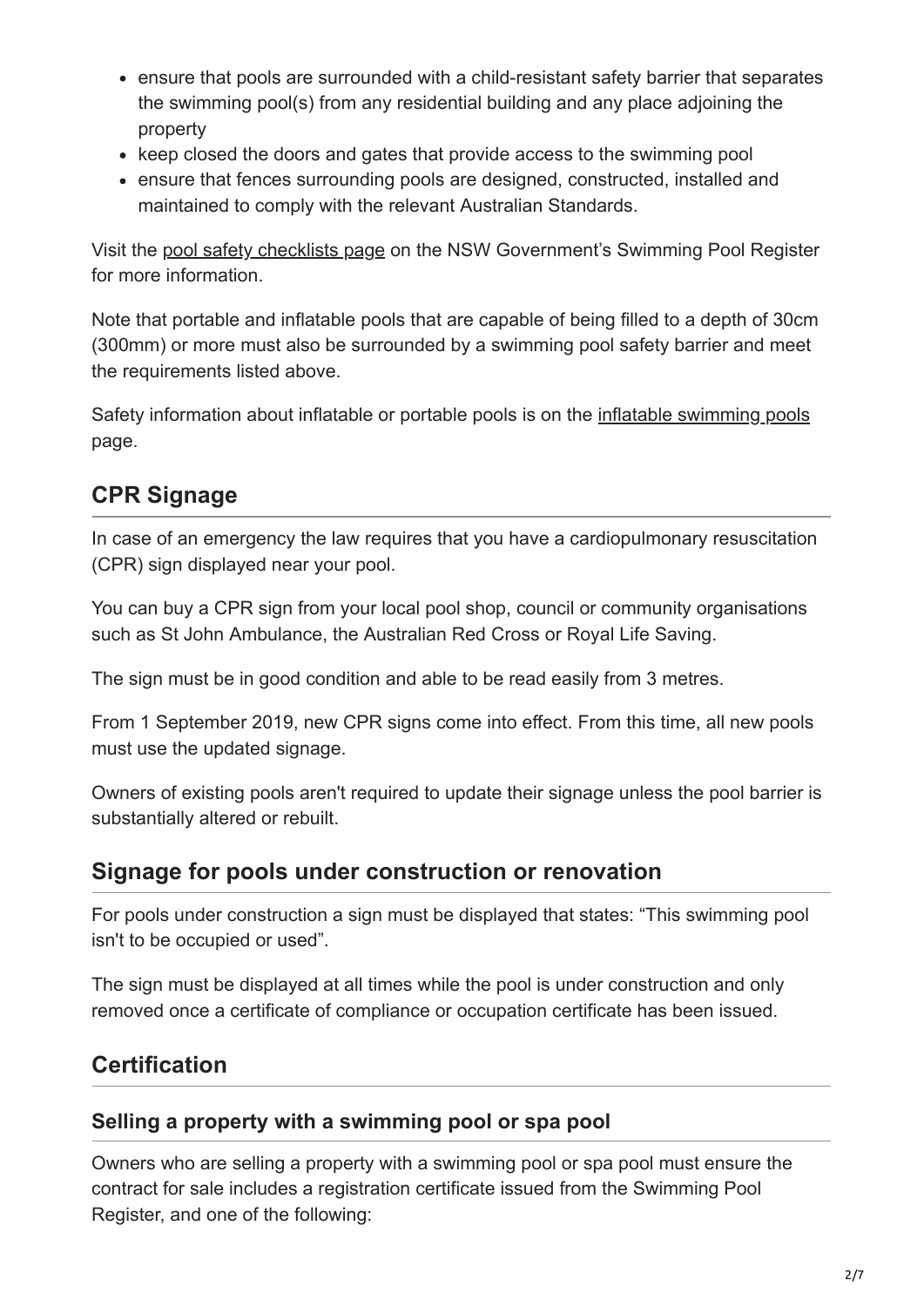- ensure that pools are surrounded with a child-resistant safety barrier that separates the swimming pool(s) from any residential building and any place adjoining the property
- keep closed the doors and gates that provide access to the swimming pool
- ensure that fences surrounding pools are designed, constructed, installed and maintained to comply with the relevant Australian Standards.

Visit the pool safety checklists page on the NSW Government's Swimming Pool Register for more information.

Note that portable and inflatable pools that are capable of being filled to a depth of 30cm (300mm) or more must also be surrounded by a swimming pool safety barrier and meet the requirements listed above.

Safety information about inflatable or portable pools is on the inflatable swimming pools page.

## CPR Signage

In case of an emergency the law requires that you have a cardiopulmonary resuscitation (CPR) sign displayed near your pool.

You can buy a CPR sign from your local pool shop, council or community organisations such as St John Ambulance, the Australian Red Cross or Royal Life Saving.

The sign must be in good condition and able to be read easily from 3 metres.

From 1 September 2019, new CPR signs come into effect. From this time, all new pools must use the updated signage.

Owners of existing pools aren't required to update their signage unless the pool barrier is substantially altered or rebuilt.

## Signage for pools under construction or renovation

For pools under construction a sign must be displayed that states: "This swimming pool isn't to be occupied or used".

The sign must be displayed at all times while the pool is under construction and only removed once a certificate of compliance or occupation certificate has been issued.

## Certification

### Selling a property with a swimming pool or spa pool

Owners who are selling a property with a swimming pool or spa pool must ensure the contract for sale includes a registration certificate issued from the Swimming Pool Register, and one of the following: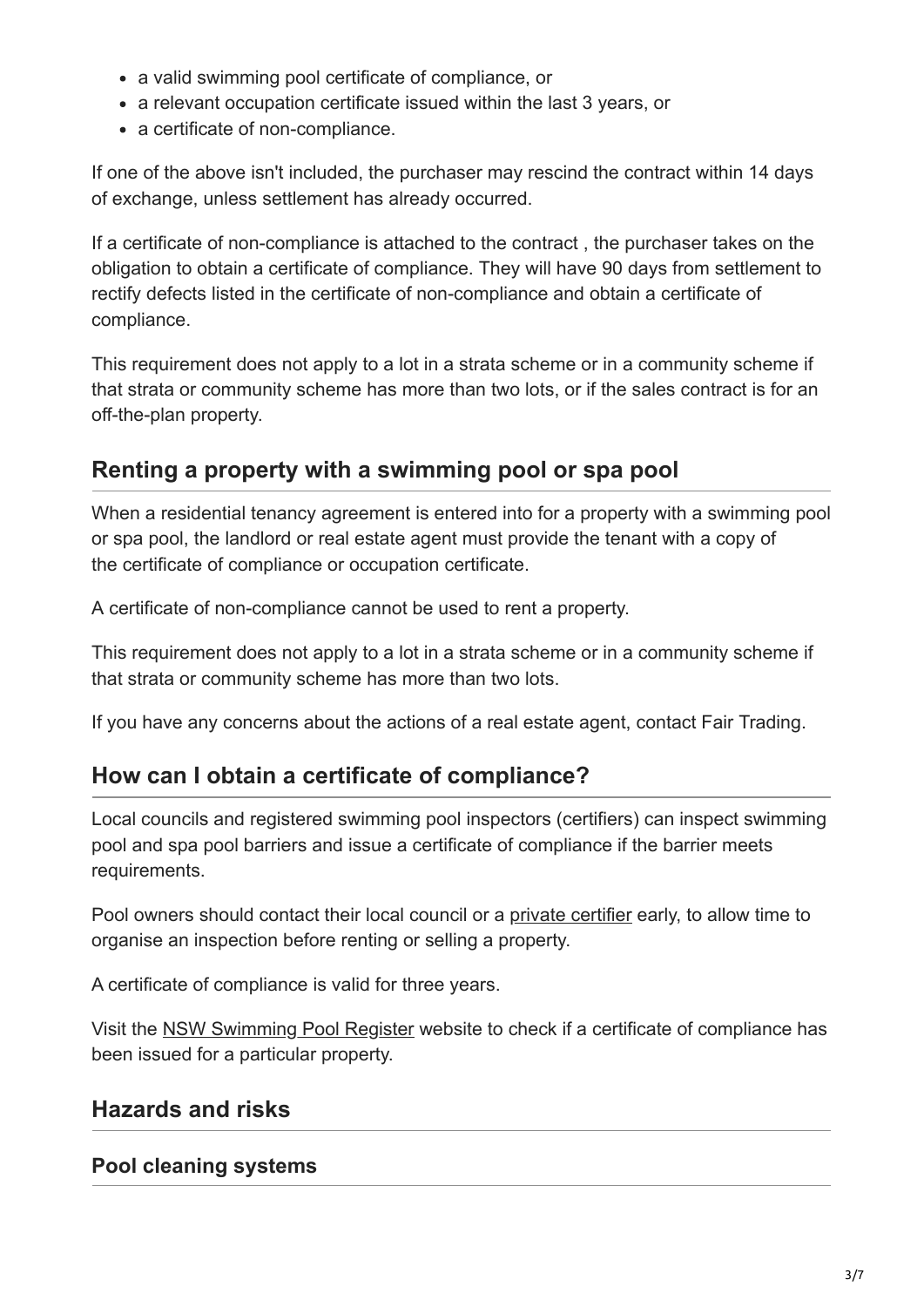- a valid swimming pool certificate of compliance, or
- a relevant occupation certificate issued within the last 3 years, or
- a certificate of non-compliance.

If one of the above isn't included, the purchaser may rescind the contract within 14 days of exchange, unless settlement has already occurred.

If a certificate of non-compliance is attached to the contract , the purchaser takes on the obligation to obtain a certificate of compliance. They will have 90 days from settlement to rectify defects listed in the certificate of non-compliance and obtain a certificate of compliance.

This requirement does not apply to a lot in a strata scheme or in a community scheme if that strata or community scheme has more than two lots, or if the sales contract is for an off-the-plan property.

## Renting a property with a swimming pool or spa pool

When a residential tenancy agreement is entered into for a property with a swimming pool or spa pool, the landlord or real estate agent must provide the tenant with a copy of the certificate of compliance or occupation certificate.

A certificate of non-compliance cannot be used to rent a property.

This requirement does not apply to a lot in a strata scheme or in a community scheme if that strata or community scheme has more than two lots.

If you have any concerns about the actions of a real estate agent, contact Fair Trading.

## How can I obtain a certificate of compliance?

Local councils and registered swimming pool inspectors (certifiers) can inspect swimming pool and spa pool barriers and issue a certificate of compliance if the barrier meets requirements.

Pool owners should contact their local council or a private certifier early, to allow time to organise an inspection before renting or selling a property.

A certificate of compliance is valid for three years.

Visit the NSW Swimming Pool Register website to check if a certificate of compliance has been issued for a particular property.

## Hazards and risks

### Pool cleaning systems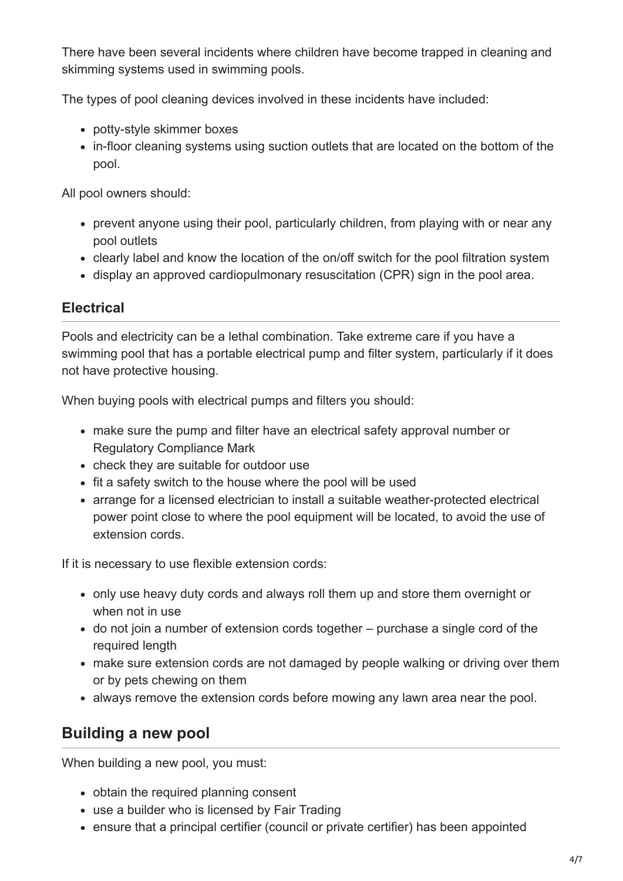There have been several incidents where children have become trapped in cleaning and skimming systems used in swimming pools.

The types of pool cleaning devices involved in these incidents have included:

- potty-style skimmer boxes
- in-floor cleaning systems using suction outlets that are located on the bottom of the pool.

All pool owners should:

- prevent anyone using their pool, particularly children, from playing with or near any pool outlets
- clearly label and know the location of the on/off switch for the pool filtration system
- display an approved cardiopulmonary resuscitation (CPR) sign in the pool area.

### Electrical

Pools and electricity can be a lethal combination. Take extreme care if you have a swimming pool that has a portable electrical pump and filter system, particularly if it does not have protective housing.

When buying pools with electrical pumps and filters you should:

- make sure the pump and filter have an electrical safety approval number or Regulatory Compliance Mark
- check they are suitable for outdoor use
- fit a safety switch to the house where the pool will be used
- arrange for a licensed electrician to install a suitable weather-protected electrical power point close to where the pool equipment will be located, to avoid the use of extension cords.

If it is necessary to use flexible extension cords:

- only use heavy duty cords and always roll them up and store them overnight or when not in use
- do not join a number of extension cords together – purchase a single cord of the required length
- make sure extension cords are not damaged by people walking or driving over them or by pets chewing on them
- always remove the extension cords before mowing any lawn area near the pool.

## Building a new pool

When building a new pool, you must:

- obtain the required planning consent
- use a builder who is licensed by Fair Trading
- ensure that a principal certifier (council or private certifier) has been appointed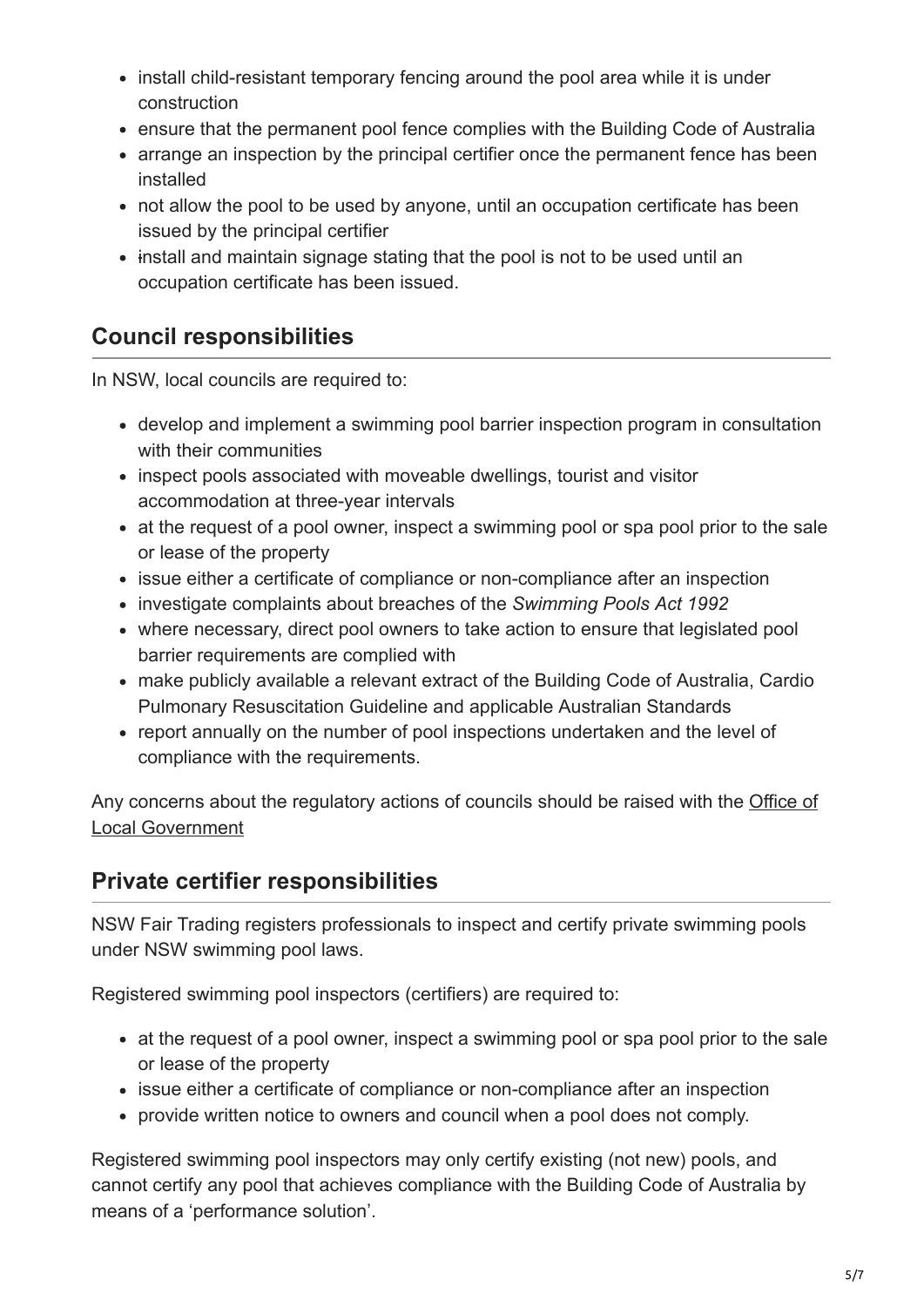- install child-resistant temporary fencing around the pool area while it is under construction
- ensure that the permanent pool fence complies with the Building Code of Australia
- arrange an inspection by the principal certifier once the permanent fence has been installed
- not allow the pool to be used by anyone, until an occupation certificate has been issued by the principal certifier
- install and maintain signage stating that the pool is not to be used until an occupation certificate has been issued.

## Council responsibilities

In NSW, local councils are required to:

- develop and implement a swimming pool barrier inspection program in consultation with their communities
- inspect pools associated with moveable dwellings, tourist and visitor accommodation at three-year intervals
- at the request of a pool owner, inspect a swimming pool or spa pool prior to the sale or lease of the property
- issue either a certificate of compliance or non-compliance after an inspection
- investigate complaints about breaches of the *Swimming Pools Act 1992*
- where necessary, direct pool owners to take action to ensure that legislated pool barrier requirements are complied with
- make publicly available a relevant extract of the Building Code of Australia, Cardio Pulmonary Resuscitation Guideline and applicable Australian Standards
- report annually on the number of pool inspections undertaken and the level of compliance with the requirements.

Any concerns about the regulatory actions of councils should be raised with the Office of Local Government

## Private certifier responsibilities

NSW Fair Trading registers professionals to inspect and certify private swimming pools under NSW swimming pool laws.

Registered swimming pool inspectors (certifiers) are required to:

- at the request of a pool owner, inspect a swimming pool or spa pool prior to the sale or lease of the property
- issue either a certificate of compliance or non-compliance after an inspection
- provide written notice to owners and council when a pool does not comply.

Registered swimming pool inspectors may only certify existing (not new) pools, and cannot certify any pool that achieves compliance with the Building Code of Australia by means of a 'performance solution'.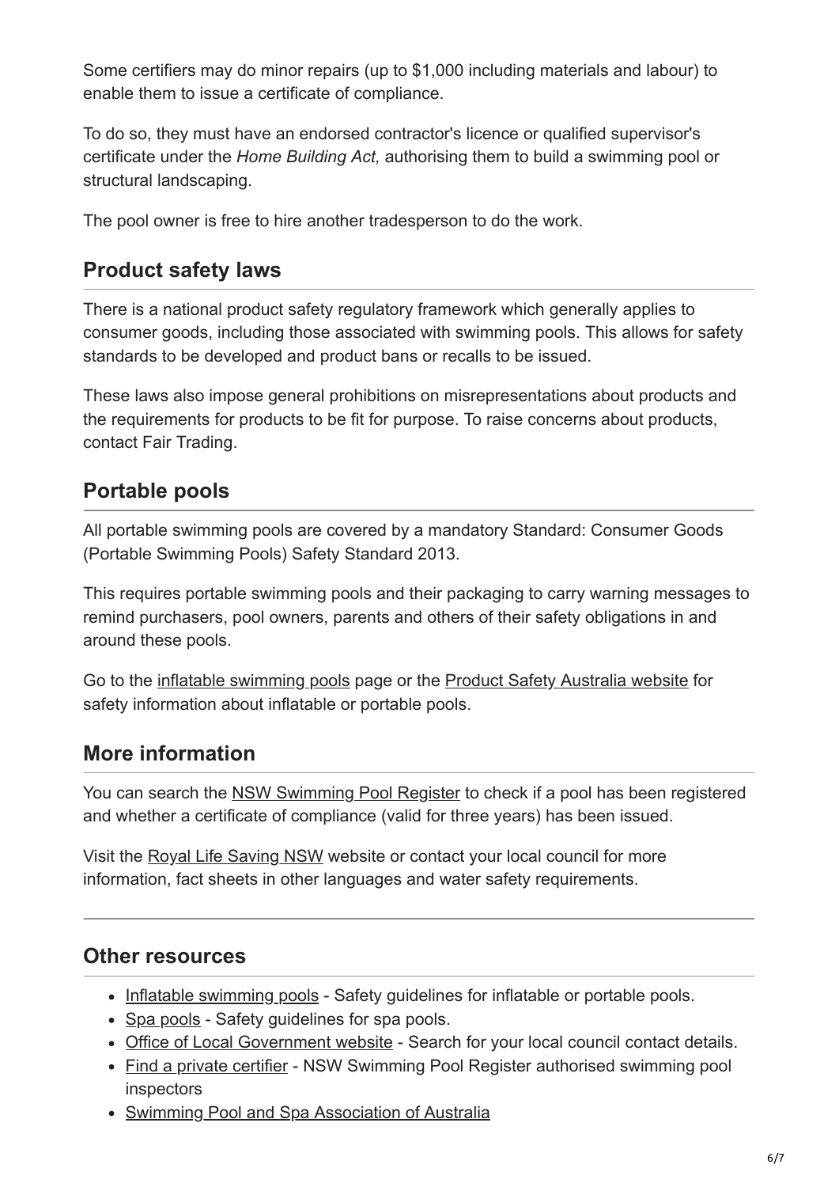Some certifiers may do minor repairs (up to $1,000 including materials and labour) to enable them to issue a certificate of compliance.

To do so, they must have an endorsed contractor's licence or qualified supervisor's certificate under the *Home Building Act,* authorising them to build a swimming pool or structural landscaping.

The pool owner is free to hire another tradesperson to do the work.

## Product safety laws

There is a national product safety regulatory framework which generally applies to consumer goods, including those associated with swimming pools. This allows for safety standards to be developed and product bans or recalls to be issued.

These laws also impose general prohibitions on misrepresentations about products and the requirements for products to be fit for purpose. To raise concerns about products, contact Fair Trading.

## Portable pools

All portable swimming pools are covered by a mandatory Standard: Consumer Goods (Portable Swimming Pools) Safety Standard 2013.

This requires portable swimming pools and their packaging to carry warning messages to remind purchasers, pool owners, parents and others of their safety obligations in and around these pools.

Go to the inflatable swimming pools page or the Product Safety Australia website for safety information about inflatable or portable pools.

## More information

You can search the NSW Swimming Pool Register to check if a pool has been registered and whether a certificate of compliance (valid for three years) has been issued.

Visit the Royal Life Saving NSW website or contact your local council for more information, fact sheets in other languages and water safety requirements.

---

## Other resources

- Inflatable swimming pools - Safety guidelines for inflatable or portable pools.
- Spa pools - Safety guidelines for spa pools.
- Office of Local Government website - Search for your local council contact details.
- Find a private certifier - NSW Swimming Pool Register authorised swimming pool inspectors
- Swimming Pool and Spa Association of Australia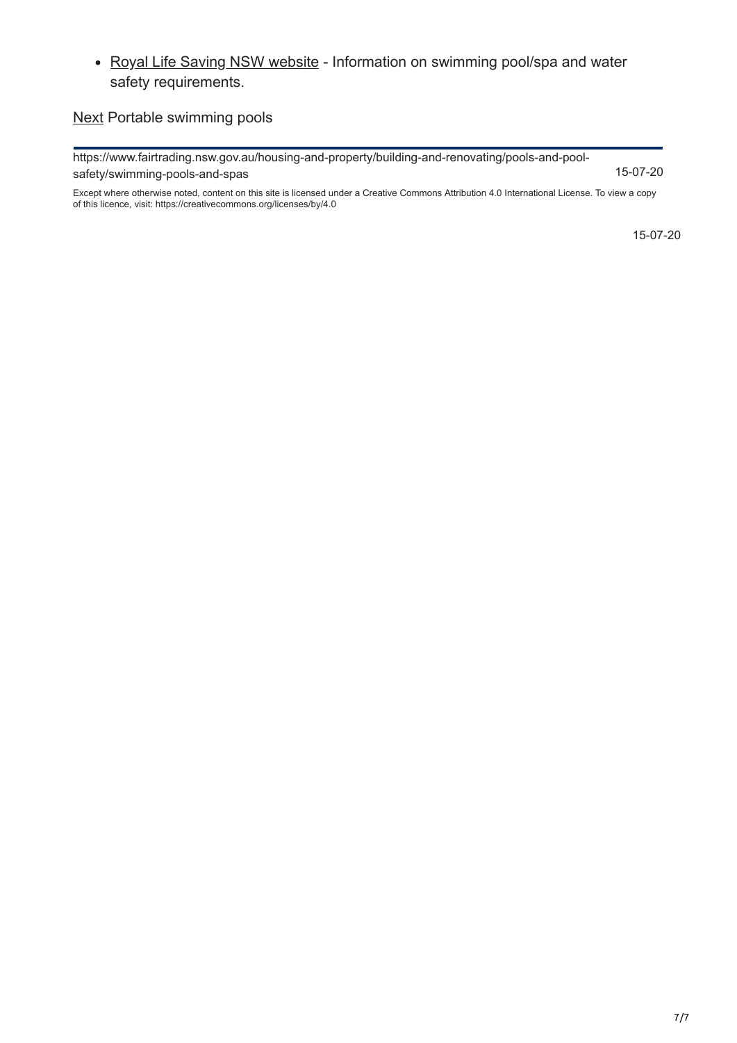- Royal Life Saving NSW website - Information on swimming pool/spa and water safety requirements.

Next Portable swimming pools

https://www.fairtrading.nsw.gov.au/housing-and-property/building-and-renovating/pools-and-pool-safety/swimming-pools-and-spas 15-07-20

Except where otherwise noted, content on this site is licensed under a Creative Commons Attribution 4.0 International License. To view a copy of this licence, visit: https://creativecommons.org/licenses/by/4.0

15-07-20